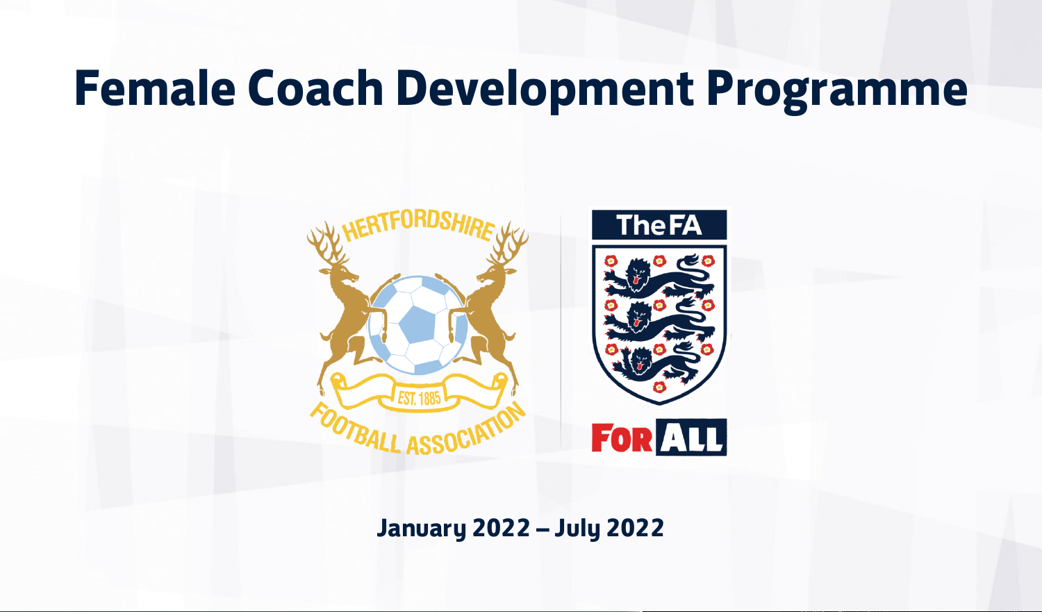# Female Coach Development Programme

January 2022 – July 2022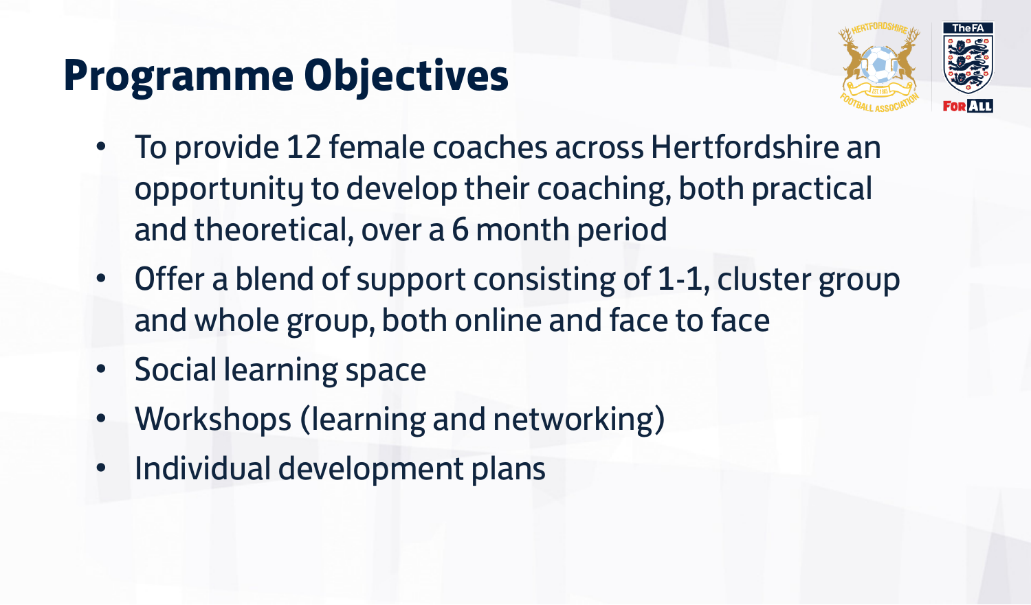# Programme Objectives

- To provide 12 female coaches across Hertfordshire an opportunity to develop their coaching, both practical and theoretical, over a 6 month period
- Offer a blend of support consisting of 1-1, cluster group and whole group, both online and face to face
- Social learning space
- Workshops (learning and networking)
- Individual development plans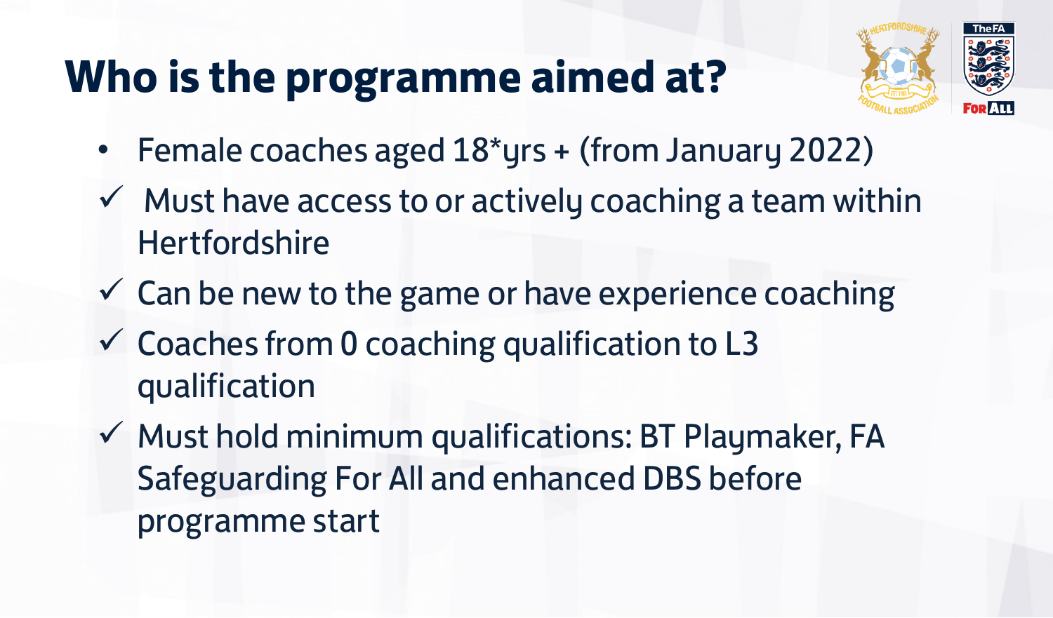# Who is the programme aimed at?

- Female coaches aged 18*yrs + (from January 2022)
- ✓ Must have access to or actively coaching a team within Hertfordshire
- ✓ Can be new to the game or have experience coaching
- ✓ Coaches from 0 coaching qualification to L3 qualification
- ✓ Must hold minimum qualifications: BT Playmaker, FA Safeguarding For All and enhanced DBS before programme start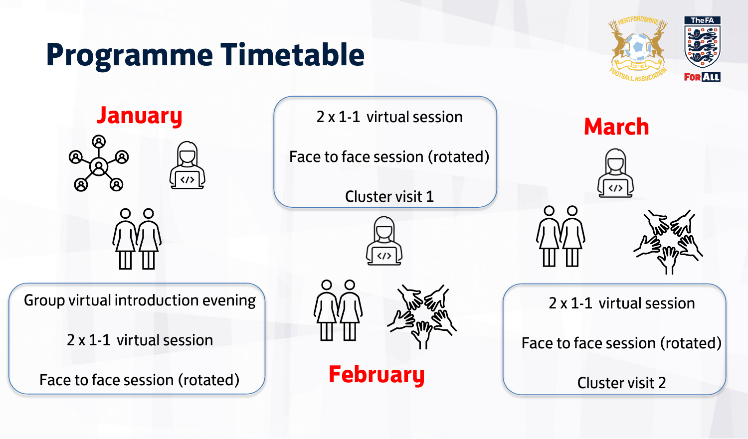# Programme Timetable

## January

- Group virtual introduction evening
- 2 x 1-1 virtual session
- Face to face session (rotated)

## February

- 2 x 1-1 virtual session
- Face to face session (rotated)
- Cluster visit 1

## March

- 2 x 1-1 virtual session
- Face to face session (rotated)
- Cluster visit 2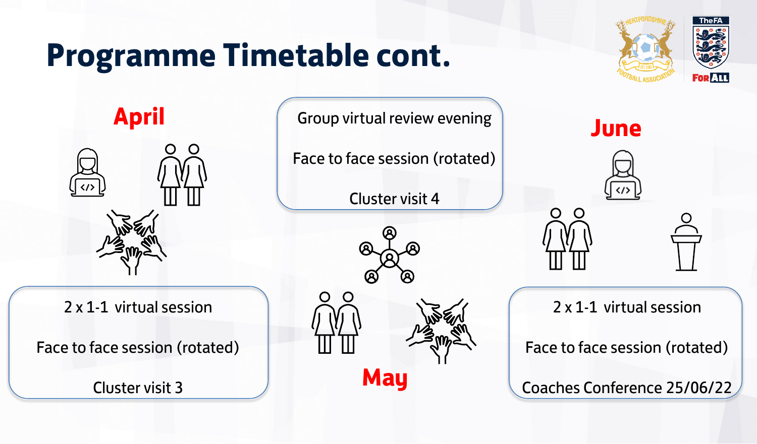# Programme Timetable cont.

## April

2 x 1-1 virtual session

Face to face session (rotated)

Cluster visit 3

## May

Group virtual review evening

Face to face session (rotated)

Cluster visit 4

## June

2 x 1-1 virtual session

Face to face session (rotated)

Coaches Conference 25/06/22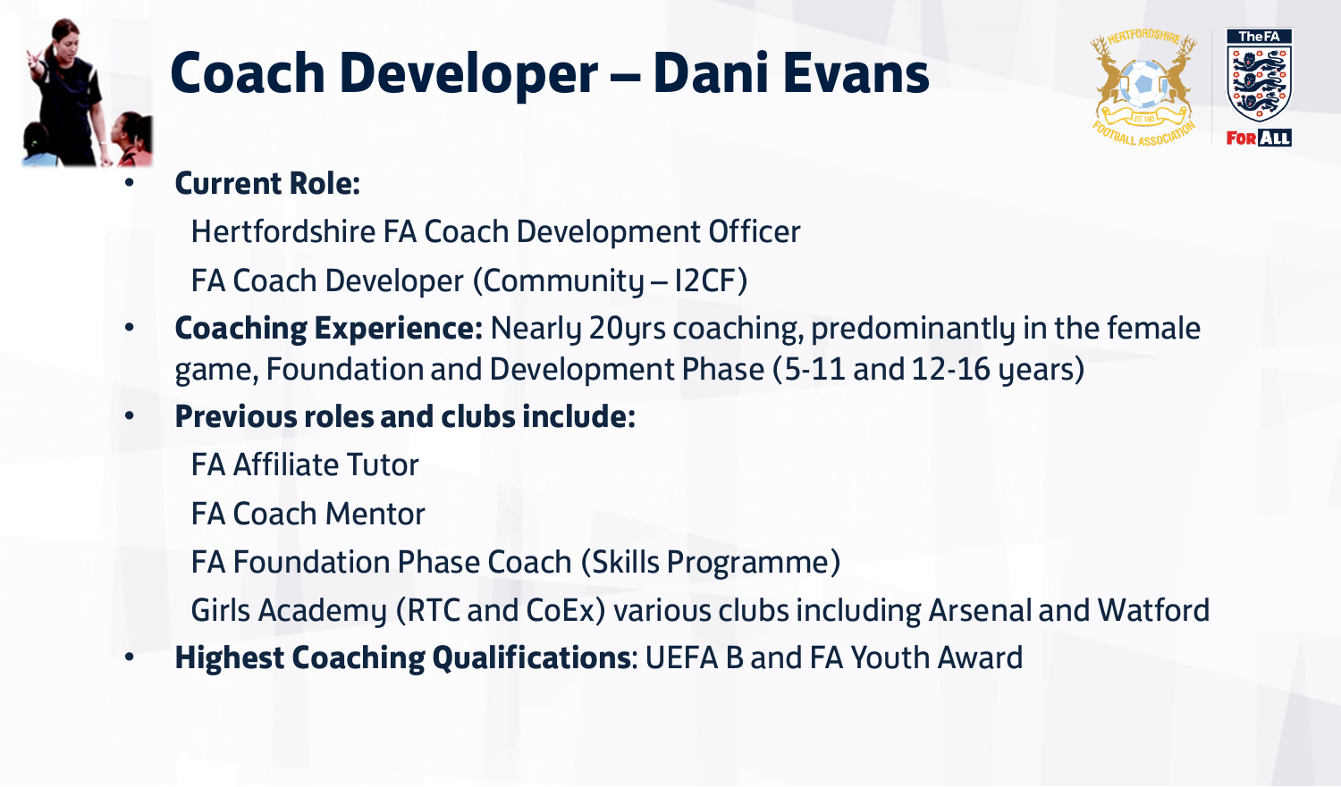# Coach Developer – Dani Evans

- **Current Role:**
  - Hertfordshire FA Coach Development Officer
  - FA Coach Developer (Community – I2CF)
- **Coaching Experience:** Nearly 20yrs coaching, predominantly in the female game, Foundation and Development Phase (5-11 and 12-16 years)
- **Previous roles and clubs include:**
  - FA Affiliate Tutor
  - FA Coach Mentor
  - FA Foundation Phase Coach (Skills Programme)
  - Girls Academy (RTC and CoEx) various clubs including Arsenal and Watford
- **Highest Coaching Qualifications**: UEFA B and FA Youth Award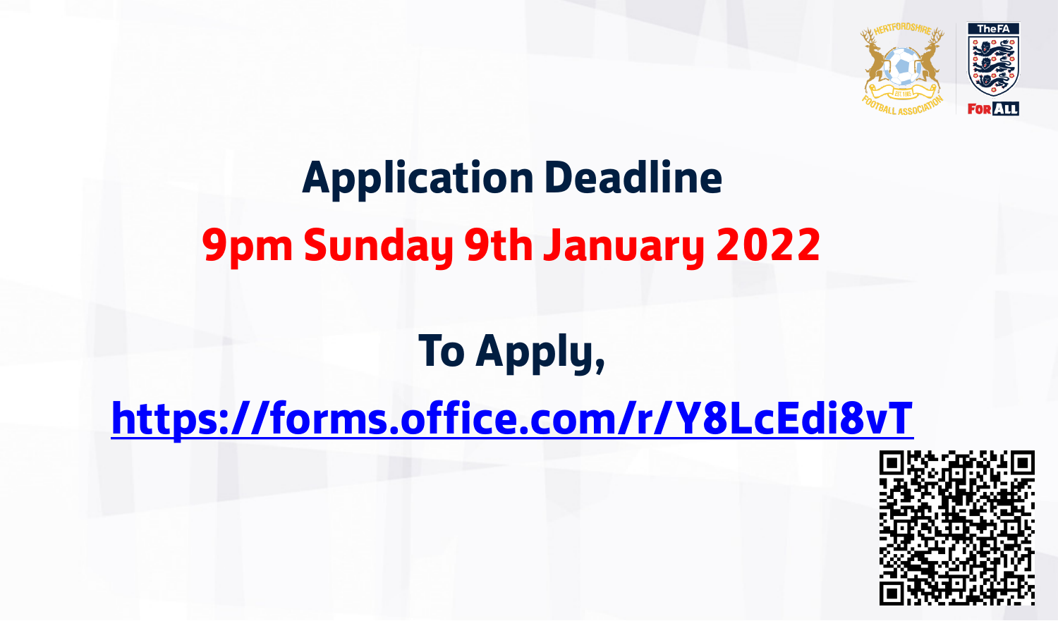# Application Deadline

## 9pm Sunday 9th January 2022

## To Apply,

[https://forms.office.com/r/Y8LcEdi8vT](https://forms.office.com/r/Y8LcEdi8vT)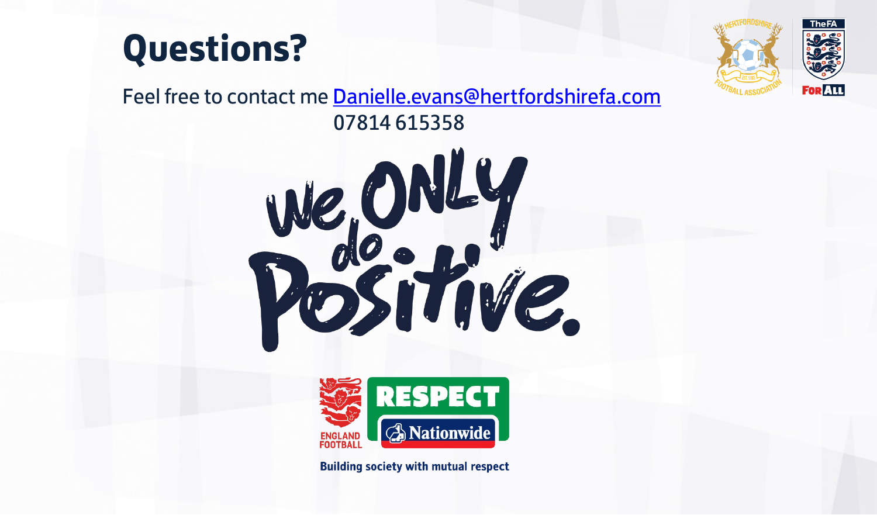# Questions?

Feel free to contact me Danielle.evans@hertfordshirefa.com
07814 615358

We only do Positive.

RESPECT
Nationwide

Building society with mutual respect